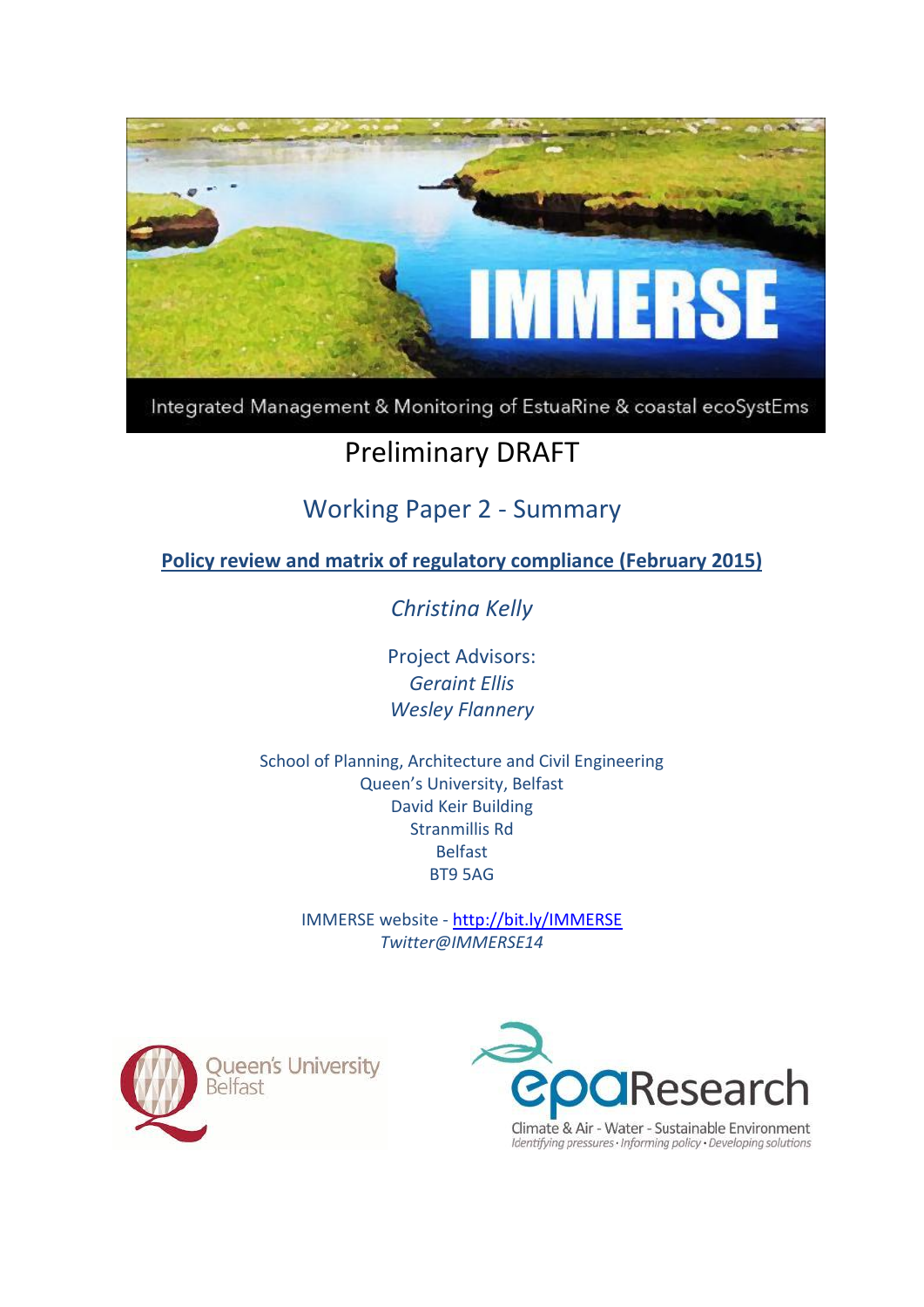IMMERSE

Integrated Management & Monitoring of EstuaRine & coastal ecoSystEms

# Preliminary DRAFT

## Working Paper 2 - Summary

**Policy review and matrix of regulatory compliance (February 2015)**

*Christina Kelly*

Project Advisors:
*Geraint Ellis*
*Wesley Flannery*

School of Planning, Architecture and Civil Engineering
Queen's University, Belfast
David Keir Building
Stranmillis Rd
Belfast
BT9 5AG

IMMERSE website - http://bit.ly/IMMERSE
*Twitter@IMMERSE14*

Queen's University Belfast

epaResearch
Climate & Air - Water - Sustainable Environment
*Identifying pressures · Informing policy · Developing solutions*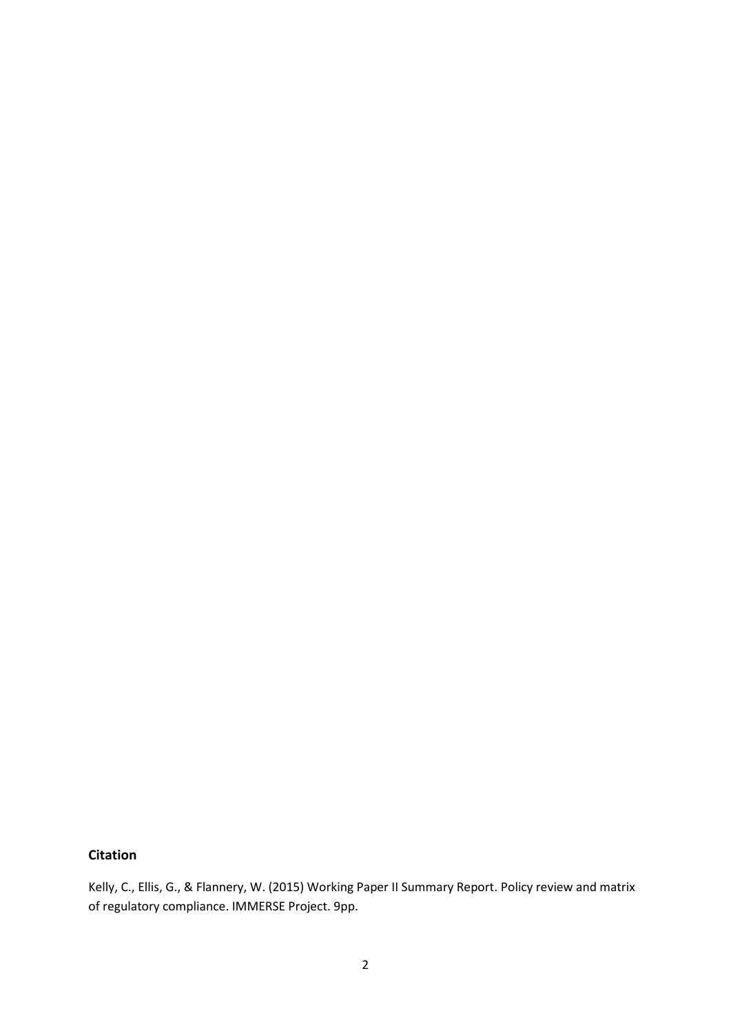**Citation**

Kelly, C., Ellis, G., & Flannery, W. (2015) Working Paper II Summary Report. Policy review and matrix of regulatory compliance. IMMERSE Project. 9pp.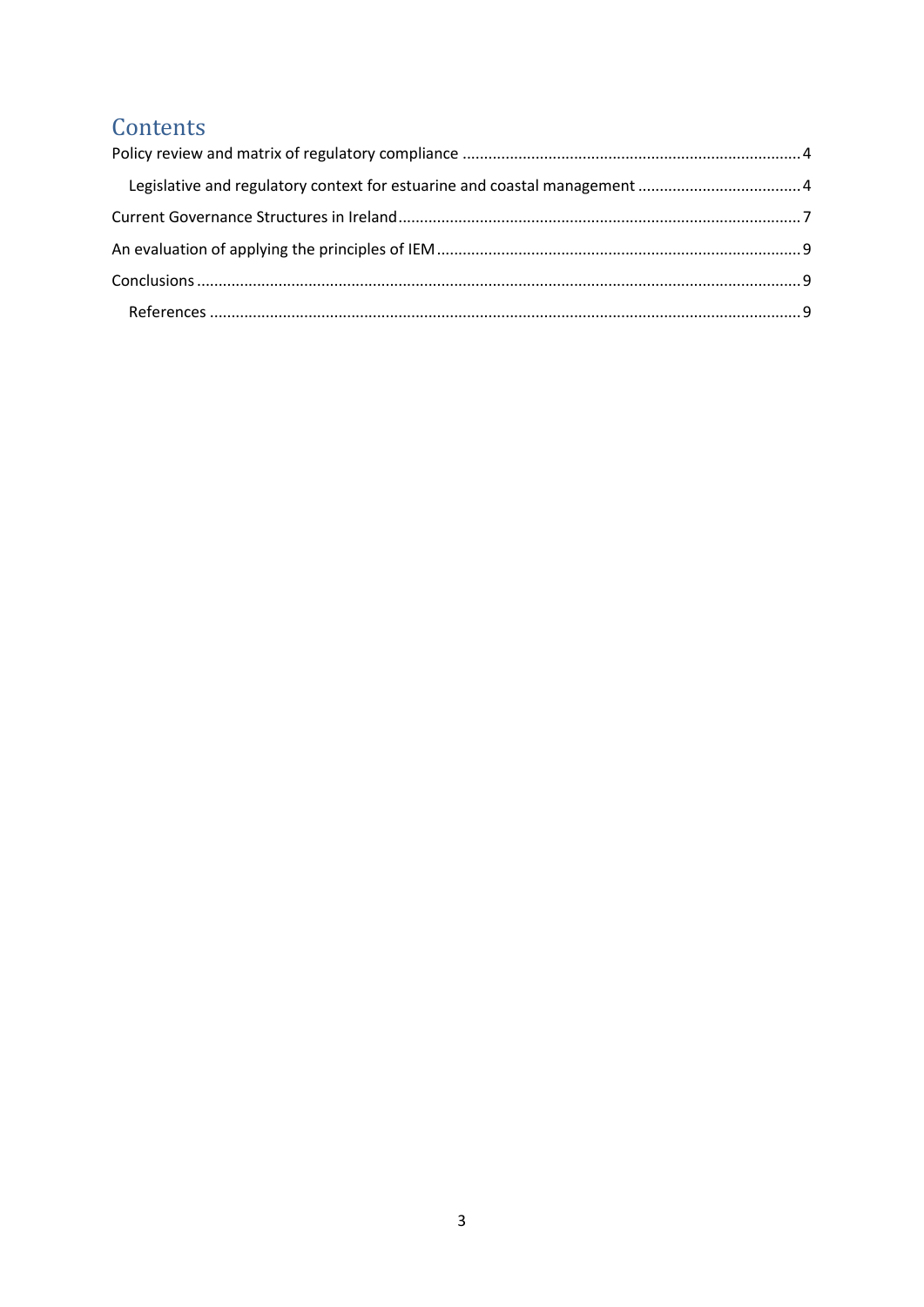# Contents

Policy review and matrix of regulatory compliance ..... 4

- Legislative and regulatory context for estuarine and coastal management ..... 4

Current Governance Structures in Ireland ..... 7

An evaluation of applying the principles of IEM ..... 9

Conclusions ..... 9

- References ..... 9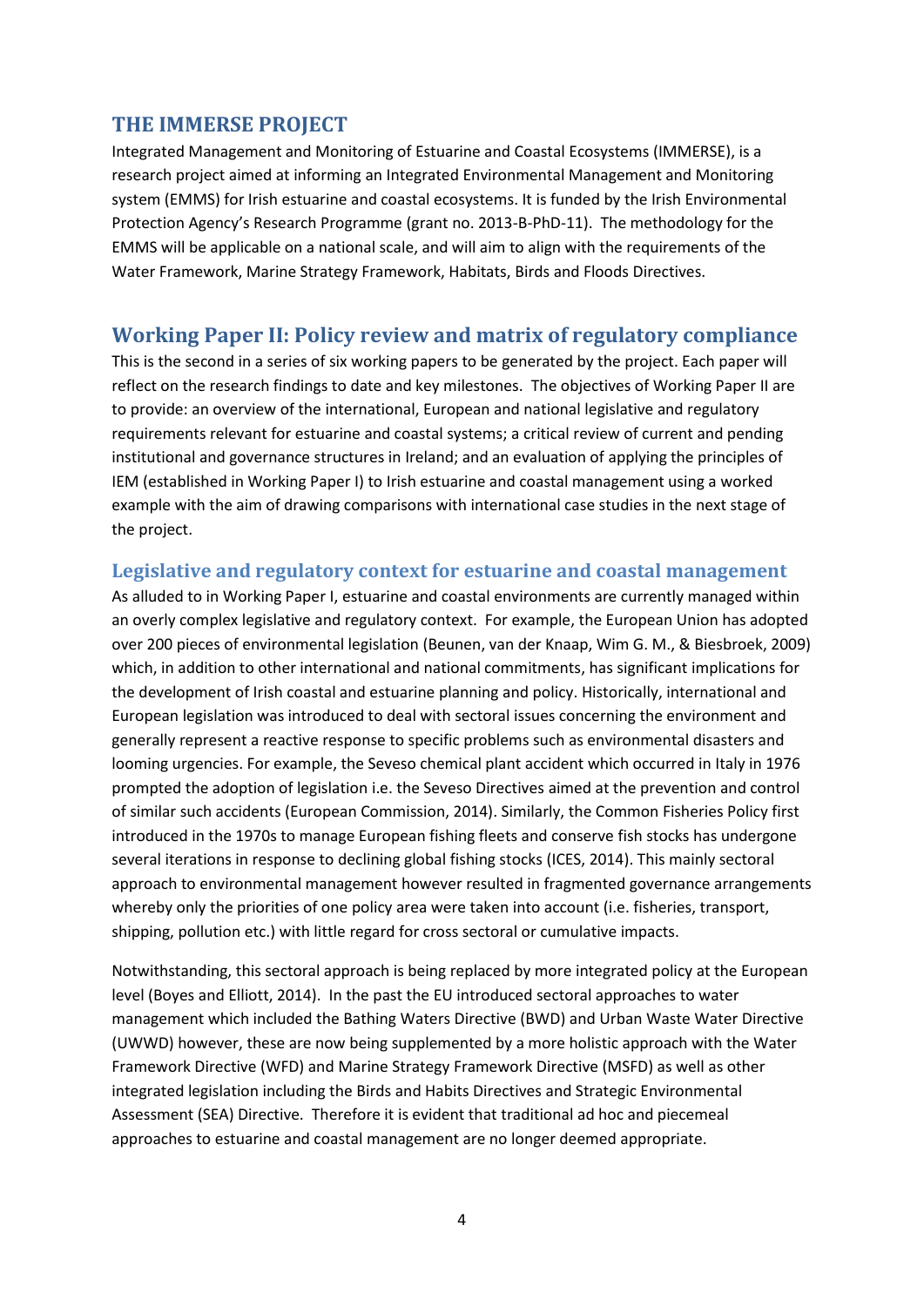## THE IMMERSE PROJECT

Integrated Management and Monitoring of Estuarine and Coastal Ecosystems (IMMERSE), is a research project aimed at informing an Integrated Environmental Management and Monitoring system (EMMS) for Irish estuarine and coastal ecosystems. It is funded by the Irish Environmental Protection Agency's Research Programme (grant no. 2013-B-PhD-11). The methodology for the EMMS will be applicable on a national scale, and will aim to align with the requirements of the Water Framework, Marine Strategy Framework, Habitats, Birds and Floods Directives.

## Working Paper II: Policy review and matrix of regulatory compliance

This is the second in a series of six working papers to be generated by the project. Each paper will reflect on the research findings to date and key milestones. The objectives of Working Paper II are to provide: an overview of the international, European and national legislative and regulatory requirements relevant for estuarine and coastal systems; a critical review of current and pending institutional and governance structures in Ireland; and an evaluation of applying the principles of IEM (established in Working Paper I) to Irish estuarine and coastal management using a worked example with the aim of drawing comparisons with international case studies in the next stage of the project.

### Legislative and regulatory context for estuarine and coastal management

As alluded to in Working Paper I, estuarine and coastal environments are currently managed within an overly complex legislative and regulatory context. For example, the European Union has adopted over 200 pieces of environmental legislation (Beunen, van der Knaap, Wim G. M., & Biesbroek, 2009) which, in addition to other international and national commitments, has significant implications for the development of Irish coastal and estuarine planning and policy. Historically, international and European legislation was introduced to deal with sectoral issues concerning the environment and generally represent a reactive response to specific problems such as environmental disasters and looming urgencies. For example, the Seveso chemical plant accident which occurred in Italy in 1976 prompted the adoption of legislation i.e. the Seveso Directives aimed at the prevention and control of similar such accidents (European Commission, 2014). Similarly, the Common Fisheries Policy first introduced in the 1970s to manage European fishing fleets and conserve fish stocks has undergone several iterations in response to declining global fishing stocks (ICES, 2014). This mainly sectoral approach to environmental management however resulted in fragmented governance arrangements whereby only the priorities of one policy area were taken into account (i.e. fisheries, transport, shipping, pollution etc.) with little regard for cross sectoral or cumulative impacts.

Notwithstanding, this sectoral approach is being replaced by more integrated policy at the European level (Boyes and Elliott, 2014). In the past the EU introduced sectoral approaches to water management which included the Bathing Waters Directive (BWD) and Urban Waste Water Directive (UWWD) however, these are now being supplemented by a more holistic approach with the Water Framework Directive (WFD) and Marine Strategy Framework Directive (MSFD) as well as other integrated legislation including the Birds and Habits Directives and Strategic Environmental Assessment (SEA) Directive. Therefore it is evident that traditional ad hoc and piecemeal approaches to estuarine and coastal management are no longer deemed appropriate.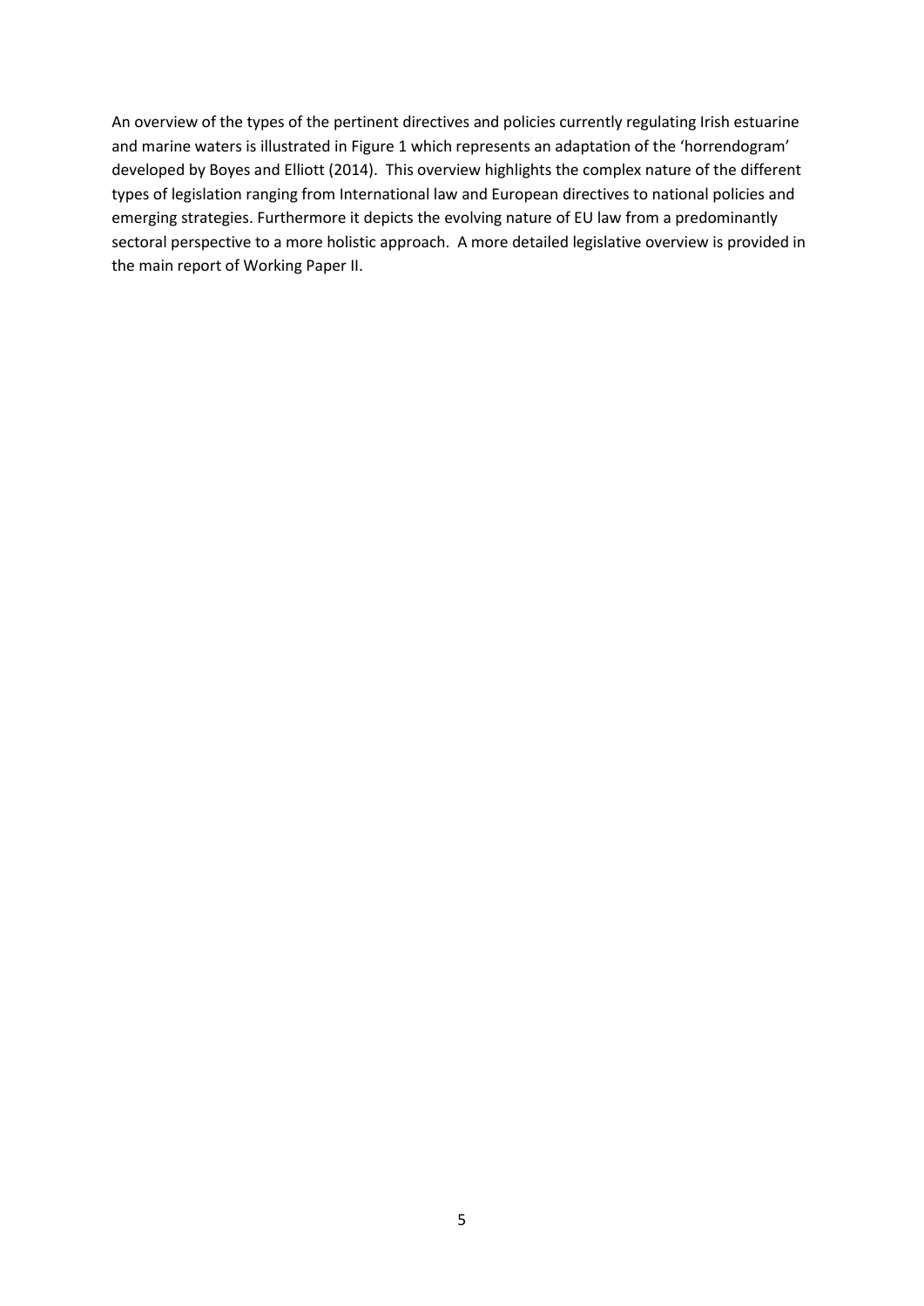An overview of the types of the pertinent directives and policies currently regulating Irish estuarine and marine waters is illustrated in Figure 1 which represents an adaptation of the 'horrendogram' developed by Boyes and Elliott (2014). This overview highlights the complex nature of the different types of legislation ranging from International law and European directives to national policies and emerging strategies. Furthermore it depicts the evolving nature of EU law from a predominantly sectoral perspective to a more holistic approach. A more detailed legislative overview is provided in the main report of Working Paper II.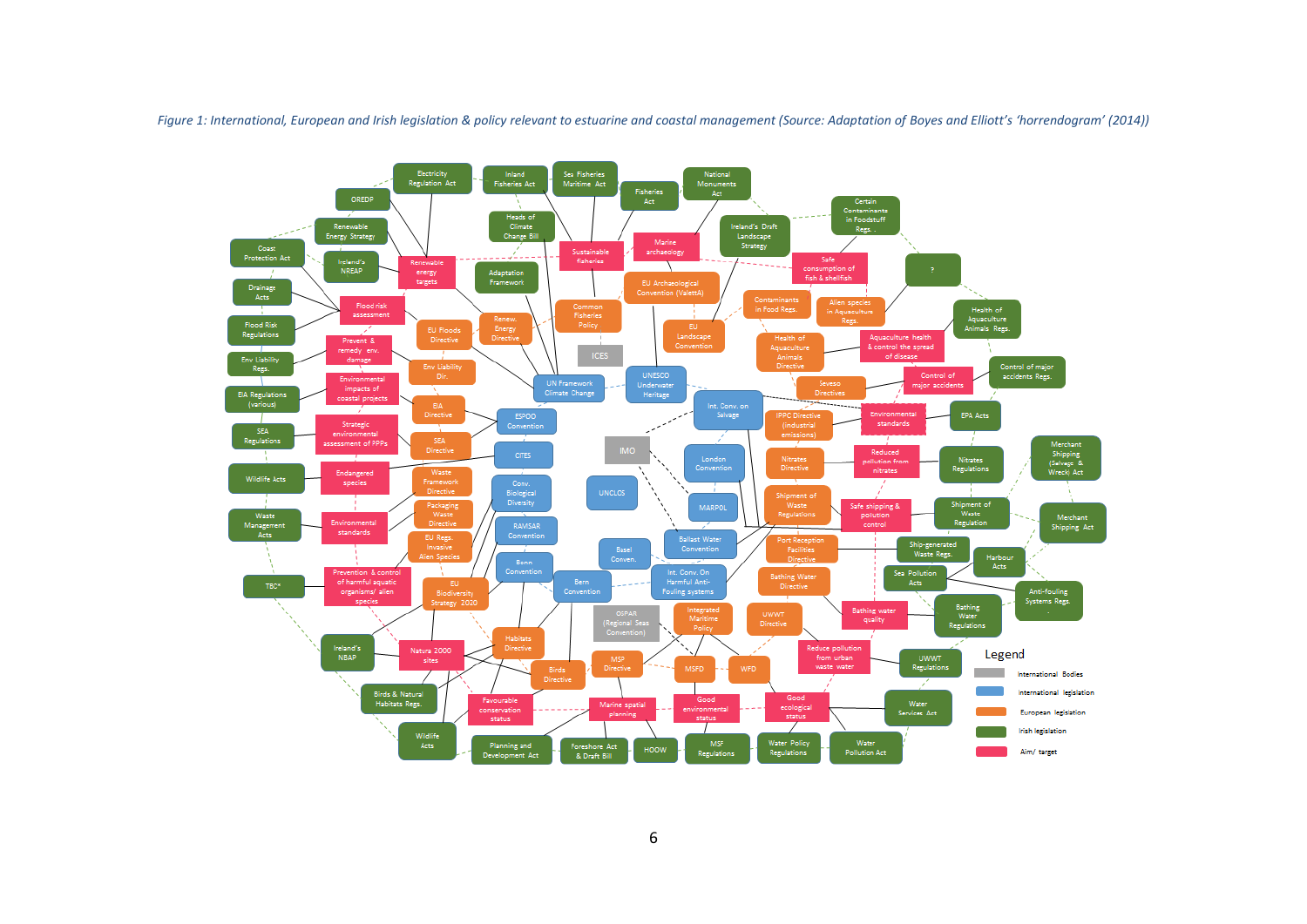*Figure 1: International, European and Irish legislation & policy relevant to estuarine and coastal management (Source: Adaptation of Boyes and Elliott's 'horrendogram' (2014))*

Legend

- International Bodies
- International legislation
- European legislation
- Irish legislation
- Aim/ target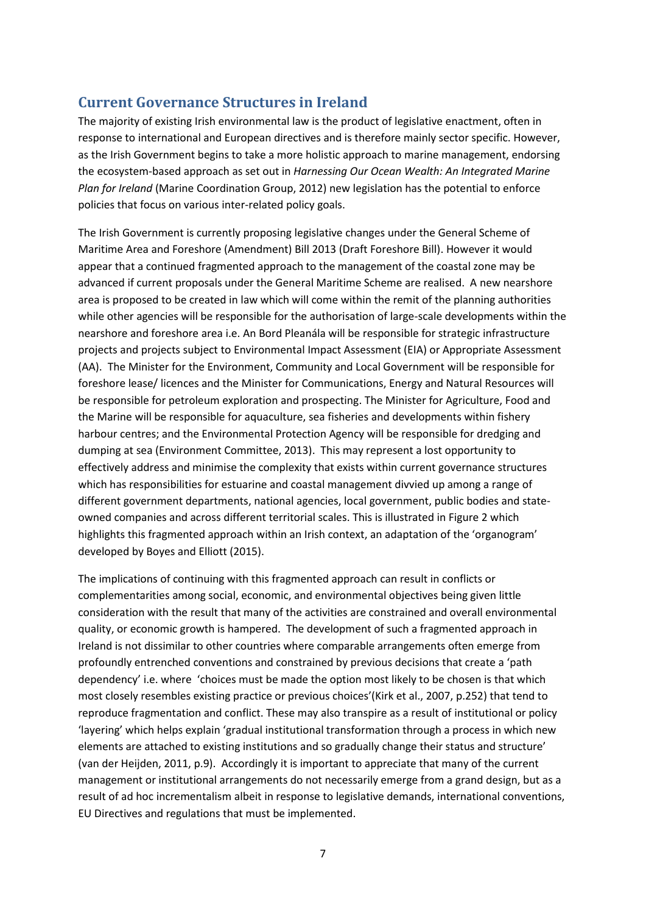## Current Governance Structures in Ireland

The majority of existing Irish environmental law is the product of legislative enactment, often in response to international and European directives and is therefore mainly sector specific. However, as the Irish Government begins to take a more holistic approach to marine management, endorsing the ecosystem-based approach as set out in *Harnessing Our Ocean Wealth: An Integrated Marine Plan for Ireland* (Marine Coordination Group, 2012) new legislation has the potential to enforce policies that focus on various inter-related policy goals.

The Irish Government is currently proposing legislative changes under the General Scheme of Maritime Area and Foreshore (Amendment) Bill 2013 (Draft Foreshore Bill). However it would appear that a continued fragmented approach to the management of the coastal zone may be advanced if current proposals under the General Maritime Scheme are realised. A new nearshore area is proposed to be created in law which will come within the remit of the planning authorities while other agencies will be responsible for the authorisation of large-scale developments within the nearshore and foreshore area i.e. An Bord Pleanála will be responsible for strategic infrastructure projects and projects subject to Environmental Impact Assessment (EIA) or Appropriate Assessment (AA). The Minister for the Environment, Community and Local Government will be responsible for foreshore lease/ licences and the Minister for Communications, Energy and Natural Resources will be responsible for petroleum exploration and prospecting. The Minister for Agriculture, Food and the Marine will be responsible for aquaculture, sea fisheries and developments within fishery harbour centres; and the Environmental Protection Agency will be responsible for dredging and dumping at sea (Environment Committee, 2013). This may represent a lost opportunity to effectively address and minimise the complexity that exists within current governance structures which has responsibilities for estuarine and coastal management divvied up among a range of different government departments, national agencies, local government, public bodies and state-owned companies and across different territorial scales. This is illustrated in Figure 2 which highlights this fragmented approach within an Irish context, an adaptation of the 'organogram' developed by Boyes and Elliott (2015).

The implications of continuing with this fragmented approach can result in conflicts or complementarities among social, economic, and environmental objectives being given little consideration with the result that many of the activities are constrained and overall environmental quality, or economic growth is hampered. The development of such a fragmented approach in Ireland is not dissimilar to other countries where comparable arrangements often emerge from profoundly entrenched conventions and constrained by previous decisions that create a 'path dependency' i.e. where 'choices must be made the option most likely to be chosen is that which most closely resembles existing practice or previous choices'(Kirk et al., 2007, p.252) that tend to reproduce fragmentation and conflict. These may also transpire as a result of institutional or policy 'layering' which helps explain 'gradual institutional transformation through a process in which new elements are attached to existing institutions and so gradually change their status and structure' (van der Heijden, 2011, p.9). Accordingly it is important to appreciate that many of the current management or institutional arrangements do not necessarily emerge from a grand design, but as a result of ad hoc incrementalism albeit in response to legislative demands, international conventions, EU Directives and regulations that must be implemented.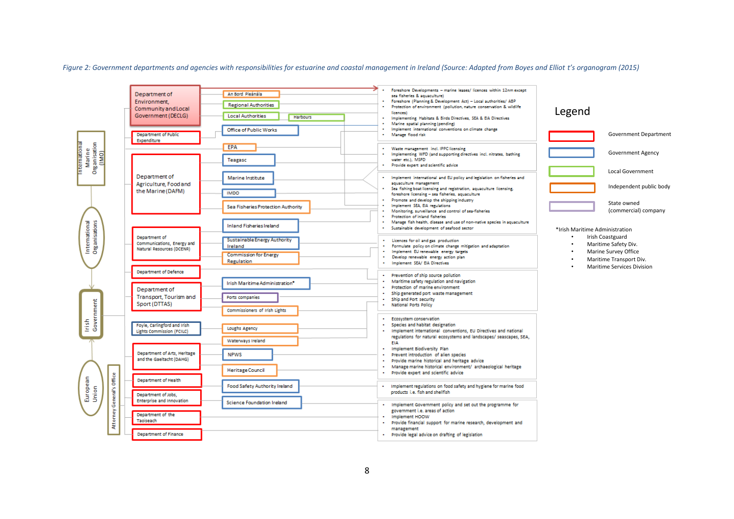*Figure 2: Government departments and agencies with responsibilities for estuarine and coastal management in Ireland (Source: Adapted from Boyes and Elliot t's organogram (2015)*

**Legend**

- Government Department
- Government Agency
- Local Government
- Independent public body
- State owned (commercial) company

International Marine Organisation (IMO)

International Organisations

Irish Government

European Union

Attorney General's Office

**Department of Environment, Community and Local Government (DECLG)**
- An Bord Pleánála
- Regional Authorities
- Local Authorities
- Harbours

**Department of Public Expenditure**
- Office of Public Works

Responsibilities:
- Foreshore Developments – marine leases/ licences within 12nm except sea fisheries & aquaculture)
- Foreshore (Planning & Development Act) – Local authorities/ ABP
- Protection of environment (pollution, nature conservation & wildlife licences)
- Implementing Habitats & Birds Directives, SEA & EIA Directives
- Marine spatial planning (pending)
- Implement international conventions on climate change
- Manage flood risk

- EPA

Responsibilities:
- Waste management incl. IPPC licensing
- Implementing WFD (and supporting directives incl. nitrates, bathing water etc.), MSFD
- Provide expert and scientific advice

**Department of Agriculture, Food and the Marine (DAFM)**
- Teagasc
- Marine Institute
- IMDO
- Sea Fisheries Protection Authority

Responsibilities:
- Implement international and EU policy and legislation on fisheries and aquaculture management
- Sea fishing boat licensing and registration, aquaculture licensing, foreshore licensing – sea fisheries, aquaculture
- Promote and develop the shipping industry
- Implement SEA, EIA regulations
- Monitoring, surveillance and control of sea-fisheries
- Protection of inland fisheries
- Manage fish health, disease and use of non-native species in aquaculture
- Sustainable development of seafood sector

**Department of Communications, Energy and Natural Resources (DCENR)**
- Inland Fisheries Ireland
- Sustainable Energy Authority Ireland
- Commission for Energy Regulation

Responsibilities:
- Licences for oil and gas production
- Formulate policy on climate change mitigation and adaptation
- Implement EU renewable energy targets
- Develop renewable energy action plan
- Implement SEA/ EIA Directives

**Department of Defence**

**Department of Transport, Tourism and Sport (DTTAS)**
- Irish Maritime Administration*
- Ports companies
- Commissioners of Irish Lights

Responsibilities:
- Prevention of ship source pollution
- Maritime safety regulation and navigation
- Protection of marine environment
- Ship generated port waste management
- Ship and Port security
- National Ports Policy

**Foyle, Carlingford and Irish Lights Commission (FCILC)**
- Loughs Agency
- Waterways Ireland

**Department of Arts, Heritage and the Gaeltacht (DAHG)**
- NPWS
- Heritage Council

Responsibilities:
- Ecosystem conservation
- Species and habitat designation
- Implement international conventions, EU Directives and national regulations for natural ecosystems and landscapes/ seascapes, SEA, EIA
- Implement Biodiversity Plan
- Prevent introduction of alien species
- Provide marine historical and heritage advice
- Manage marine historical environment/ archaeological heritage
- Provide expert and scientific advice

**Department of Health**
- Food Safety Authority Ireland

Responsibilities:
- Implement regulations on food safety and hygiene for marine food products i.e. fish and shellfish

**Department of Jobs, Enterprise and Innovation**
- Science Foundation Ireland

**Department of the Taoiseach**

**Department of Finance**

Responsibilities:
- Implement Government policy and set out the programme for government i.e. areas of action
- Implement HOOW
- Provide financial support for marine research, development and management
- Provide legal advice on drafting of legislation

*Irish Maritime Administration
- Irish Coastguard
- Maritime Safety Div.
- Marine Survey Office
- Maritime Transport Div.
- Maritime Services Division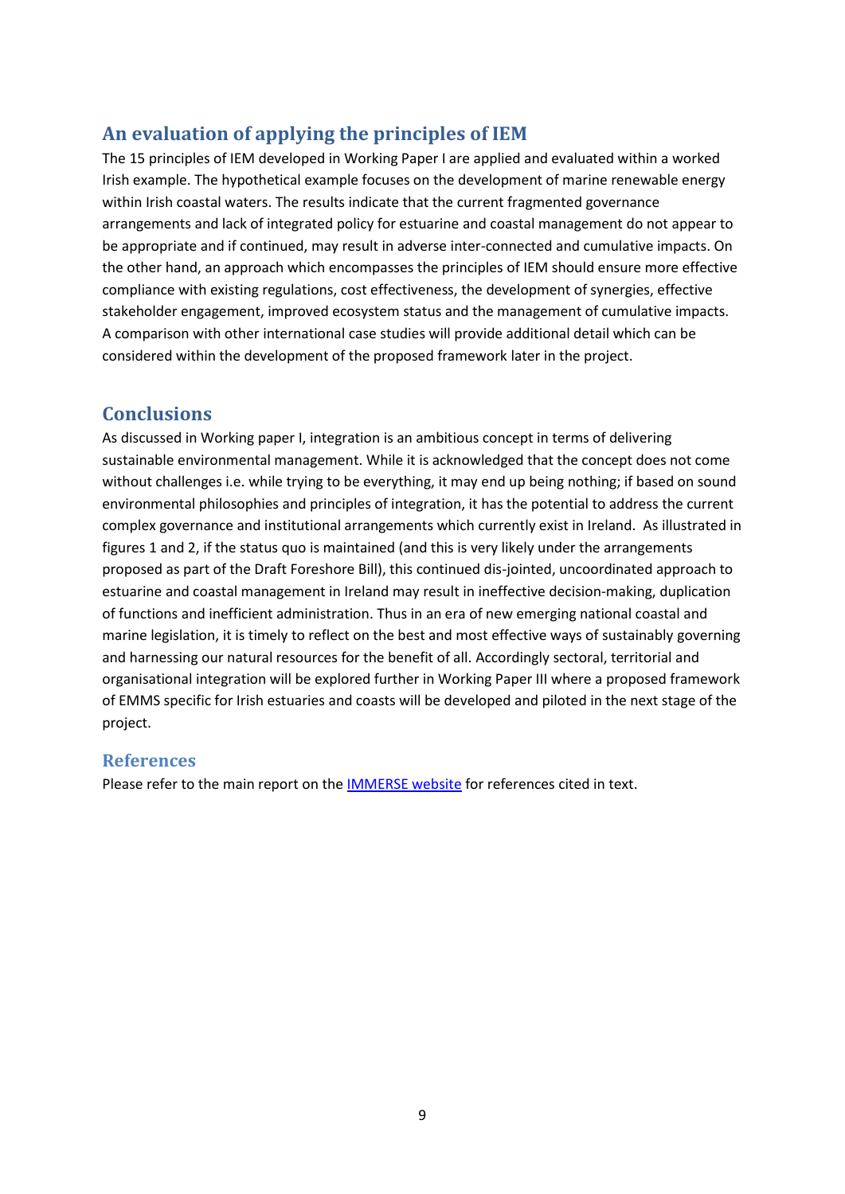## An evaluation of applying the principles of IEM

The 15 principles of IEM developed in Working Paper I are applied and evaluated within a worked Irish example. The hypothetical example focuses on the development of marine renewable energy within Irish coastal waters. The results indicate that the current fragmented governance arrangements and lack of integrated policy for estuarine and coastal management do not appear to be appropriate and if continued, may result in adverse inter-connected and cumulative impacts. On the other hand, an approach which encompasses the principles of IEM should ensure more effective compliance with existing regulations, cost effectiveness, the development of synergies, effective stakeholder engagement, improved ecosystem status and the management of cumulative impacts. A comparison with other international case studies will provide additional detail which can be considered within the development of the proposed framework later in the project.

## Conclusions

As discussed in Working paper I, integration is an ambitious concept in terms of delivering sustainable environmental management. While it is acknowledged that the concept does not come without challenges i.e. while trying to be everything, it may end up being nothing; if based on sound environmental philosophies and principles of integration, it has the potential to address the current complex governance and institutional arrangements which currently exist in Ireland. As illustrated in figures 1 and 2, if the status quo is maintained (and this is very likely under the arrangements proposed as part of the Draft Foreshore Bill), this continued dis-jointed, uncoordinated approach to estuarine and coastal management in Ireland may result in ineffective decision-making, duplication of functions and inefficient administration. Thus in an era of new emerging national coastal and marine legislation, it is timely to reflect on the best and most effective ways of sustainably governing and harnessing our natural resources for the benefit of all. Accordingly sectoral, territorial and organisational integration will be explored further in Working Paper III where a proposed framework of EMMS specific for Irish estuaries and coasts will be developed and piloted in the next stage of the project.

### References

Please refer to the main report on the IMMERSE website for references cited in text.